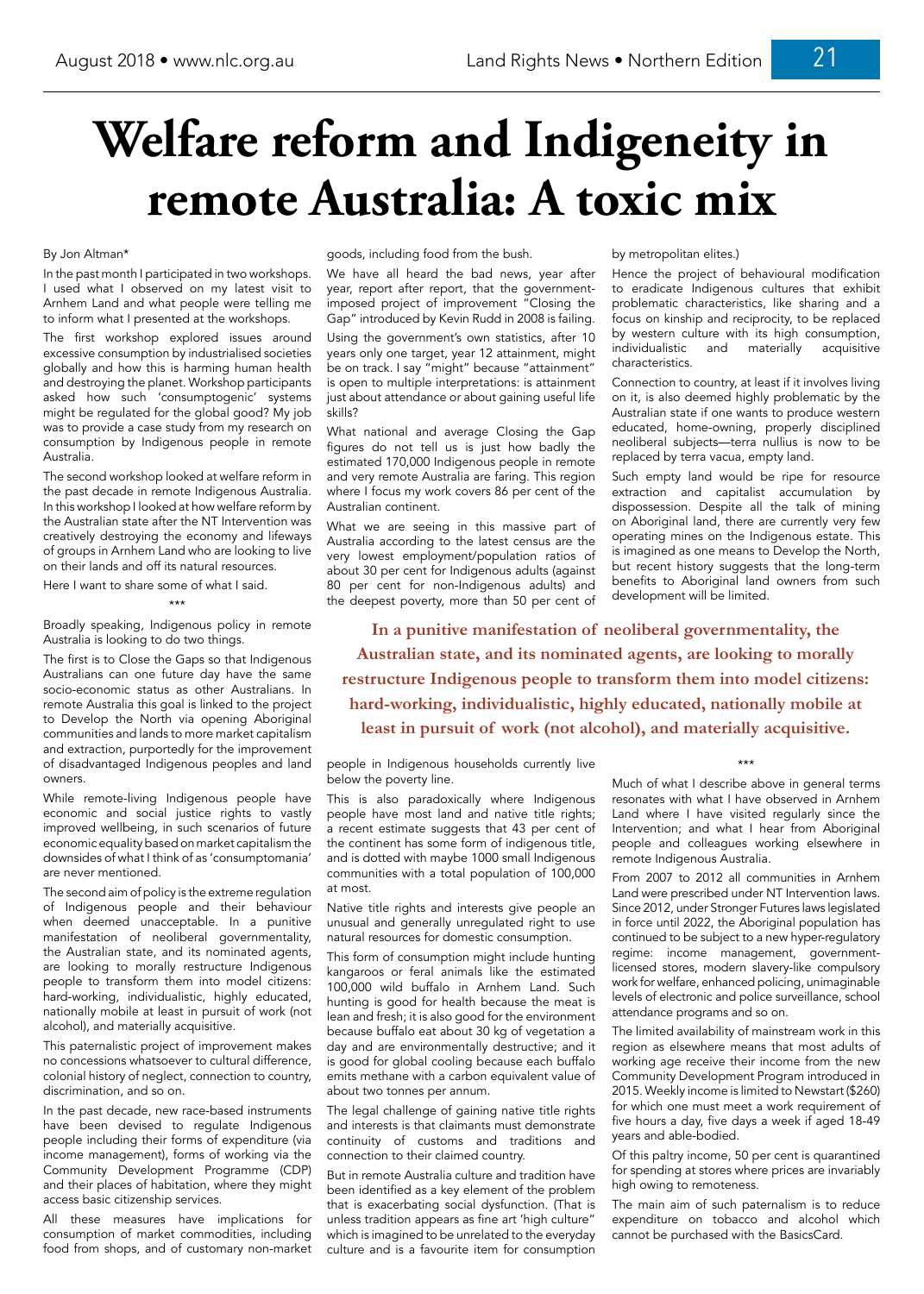# Welfare reform and Indigeneity in remote Australia: A toxic mix

By Jon Altman*

In the past month I participated in two workshops. I used what I observed on my latest visit to Arnhem Land and what people were telling me to inform what I presented at the workshops.

The first workshop explored issues around excessive consumption by industrialised societies globally and how this is harming human health and destroying the planet. Workshop participants asked how such 'consumptogenic' systems might be regulated for the global good? My job was to provide a case study from my research on consumption by Indigenous people in remote Australia.

The second workshop looked at welfare reform in the past decade in remote Indigenous Australia. In this workshop I looked at how welfare reform by the Australian state after the NT Intervention was creatively destroying the economy and lifeways of groups in Arnhem Land who are looking to live on their lands and off its natural resources.

Here I want to share some of what I said.

\*\*\*

Broadly speaking, Indigenous policy in remote Australia is looking to do two things.

The first is to Close the Gaps so that Indigenous Australians can one future day have the same socio-economic status as other Australians. In remote Australia this goal is linked to the project to Develop the North via opening Aboriginal communities and lands to more market capitalism and extraction, purportedly for the improvement of disadvantaged Indigenous peoples and land owners.

While remote-living Indigenous people have economic and social justice rights to vastly improved wellbeing, in such scenarios of future economic equality based on market capitalism the downsides of what I think of as 'consumptomania' are never mentioned.

The second aim of policy is the extreme regulation of Indigenous people and their behaviour when deemed unacceptable. In a punitive manifestation of neoliberal governmentality, the Australian state, and its nominated agents, are looking to morally restructure Indigenous people to transform them into model citizens: hard-working, individualistic, highly educated, nationally mobile at least in pursuit of work (not alcohol), and materially acquisitive.

This paternalistic project of improvement makes no concessions whatsoever to cultural difference, colonial history of neglect, connection to country, discrimination, and so on.

In the past decade, new race-based instruments have been devised to regulate Indigenous people including their forms of expenditure (via income management), forms of working via the Community Development Programme (CDP) and their places of habitation, where they might access basic citizenship services.

All these measures have implications for consumption of market commodities, including food from shops, and of customary non-market goods, including food from the bush.

We have all heard the bad news, year after year, report after report, that the government-imposed project of improvement "Closing the Gap" introduced by Kevin Rudd in 2008 is failing.

Using the government's own statistics, after 10 years only one target, year 12 attainment, might be on track. I say "might" because "attainment" is open to multiple interpretations: is attainment just about attendance or about gaining useful life skills?

What national and average Closing the Gap figures do not tell us is just how badly the estimated 170,000 Indigenous people in remote and very remote Australia are faring. This region where I focus my work covers 86 per cent of the Australian continent.

What we are seeing in this massive part of Australia according to the latest census are the very lowest employment/population ratios of about 30 per cent for Indigenous adults (against 80 per cent for non-Indigenous adults) and the deepest poverty, more than 50 per cent of people in Indigenous households currently live below the poverty line.

This is also paradoxically where Indigenous people have most land and native title rights; a recent estimate suggests that 43 per cent of the continent has some form of indigenous title, and is dotted with maybe 1000 small Indigenous communities with a total population of 100,000 at most.

Native title rights and interests give people an unusual and generally unregulated right to use natural resources for domestic consumption.

This form of consumption might include hunting kangaroos or feral animals like the estimated 100,000 wild buffalo in Arnhem Land. Such hunting is good for health because the meat is lean and fresh; it is also good for the environment because buffalo eat about 30 kg of vegetation a day and are environmentally destructive; and it is good for global cooling because each buffalo emits methane with a carbon equivalent value of about two tonnes per annum.

The legal challenge of gaining native title rights and interests is that claimants must demonstrate continuity of customs and traditions and connection to their claimed country.

But in remote Australia culture and tradition have been identified as a key element of the problem that is exacerbating social dysfunction. (That is unless tradition appears as fine art 'high culture" which is imagined to be unrelated to the everyday culture and is a favourite item for consumption by metropolitan elites.)

Hence the project of behavioural modification to eradicate Indigenous cultures that exhibit problematic characteristics, like sharing and a focus on kinship and reciprocity, to be replaced by western culture with its high consumption, individualistic and materially acquisitive characteristics.

Connection to country, at least if it involves living on it, is also deemed highly problematic by the Australian state if one wants to produce western educated, home-owning, properly disciplined neoliberal subjects—terra nullius is now to be replaced by terra vacua, empty land.

Such empty land would be ripe for resource extraction and capitalist accumulation by dispossession. Despite all the talk of mining on Aboriginal land, there are currently very few operating mines on the Indigenous estate. This is imagined as one means to Develop the North, but recent history suggests that the long-term benefits to Aboriginal land owners from such development will be limited.

**In a punitive manifestation of neoliberal governmentality, the Australian state, and its nominated agents, are looking to morally restructure Indigenous people to transform them into model citizens: hard-working, individualistic, highly educated, nationally mobile at least in pursuit of work (not alcohol), and materially acquisitive.**

\*\*\*

Much of what I describe above in general terms resonates with what I have observed in Arnhem Land where I have visited regularly since the Intervention; and what I hear from Aboriginal people and colleagues working elsewhere in remote Indigenous Australia.

From 2007 to 2012 all communities in Arnhem Land were prescribed under NT Intervention laws. Since 2012, under Stronger Futures laws legislated in force until 2022, the Aboriginal population has continued to be subject to a new hyper-regulatory regime: income management, government-licensed stores, modern slavery-like compulsory work for welfare, enhanced policing, unimaginable levels of electronic and police surveillance, school attendance programs and so on.

The limited availability of mainstream work in this region as elsewhere means that most adults of working age receive their income from the new Community Development Program introduced in 2015. Weekly income is limited to Newstart ($260) for which one must meet a work requirement of five hours a day, five days a week if aged 18-49 years and able-bodied.

Of this paltry income, 50 per cent is quarantined for spending at stores where prices are invariably high owing to remoteness.

The main aim of such paternalism is to reduce expenditure on tobacco and alcohol which cannot be purchased with the BasicsCard.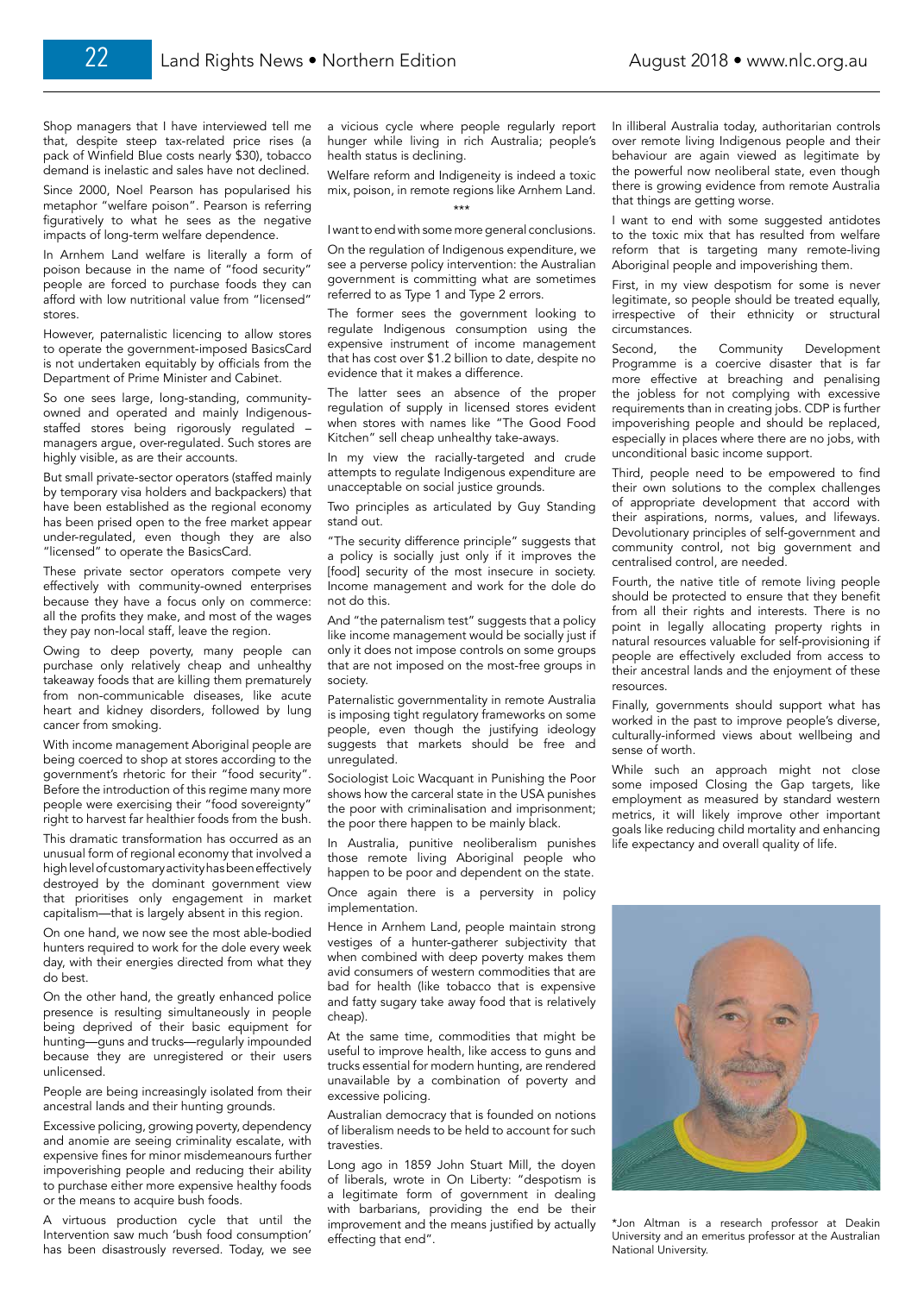Shop managers that I have interviewed tell me that, despite steep tax-related price rises (a pack of Winfield Blue costs nearly $30), tobacco demand is inelastic and sales have not declined.

Since 2000, Noel Pearson has popularised his metaphor "welfare poison". Pearson is referring figuratively to what he sees as the negative impacts of long-term welfare dependence.

In Arnhem Land welfare is literally a form of poison because in the name of "food security" people are forced to purchase foods they can afford with low nutritional value from "licensed" stores.

However, paternalistic licencing to allow stores to operate the government-imposed BasicsCard is not undertaken equitably by officials from the Department of Prime Minister and Cabinet.

So one sees large, long-standing, community-owned and operated and mainly Indigenous-staffed stores being rigorously regulated – managers argue, over-regulated. Such stores are highly visible, as are their accounts.

But small private-sector operators (staffed mainly by temporary visa holders and backpackers) that have been established as the regional economy has been prised open to the free market appear under-regulated, even though they are also "licensed" to operate the BasicsCard.

These private sector operators compete very effectively with community-owned enterprises because they have a focus only on commerce: all the profits they make, and most of the wages they pay non-local staff, leave the region.

Owing to deep poverty, many people can purchase only relatively cheap and unhealthy takeaway foods that are killing them prematurely from non-communicable diseases, like acute heart and kidney disorders, followed by lung cancer from smoking.

With income management Aboriginal people are being coerced to shop at stores according to the government's rhetoric for their "food security". Before the introduction of this regime many more people were exercising their "food sovereignty" right to harvest far healthier foods from the bush.

This dramatic transformation has occurred as an unusual form of regional economy that involved a high level of customary activity has been effectively destroyed by the dominant government view that prioritises only engagement in market capitalism—that is largely absent in this region.

On one hand, we now see the most able-bodied hunters required to work for the dole every week day, with their energies directed from what they do best.

On the other hand, the greatly enhanced police presence is resulting simultaneously in people being deprived of their basic equipment for hunting—guns and trucks—regularly impounded because they are unregistered or their users unlicensed.

People are being increasingly isolated from their ancestral lands and their hunting grounds.

Excessive policing, growing poverty, dependency and anomie are seeing criminality escalate, with expensive fines for minor misdemeanours further impoverishing people and reducing their ability to purchase either more expensive healthy foods or the means to acquire bush foods.

A virtuous production cycle that until the Intervention saw much 'bush food consumption' has been disastrously reversed. Today, we see a vicious cycle where people regularly report hunger while living in rich Australia; people's health status is declining.

Welfare reform and Indigeneity is indeed a toxic mix, poison, in remote regions like Arnhem Land.

\*\*\*

I want to end with some more general conclusions.

On the regulation of Indigenous expenditure, we see a perverse policy intervention: the Australian government is committing what are sometimes referred to as Type 1 and Type 2 errors.

The former sees the government looking to regulate Indigenous consumption using the expensive instrument of income management that has cost over $1.2 billion to date, despite no evidence that it makes a difference.

The latter sees an absence of the proper regulation of supply in licensed stores evident when stores with names like "The Good Food Kitchen" sell cheap unhealthy take-aways.

In my view the racially-targeted and crude attempts to regulate Indigenous expenditure are unacceptable on social justice grounds.

Two principles as articulated by Guy Standing stand out.

"The security difference principle" suggests that a policy is socially just only if it improves the [food] security of the most insecure in society. Income management and work for the dole do not do this.

And "the paternalism test" suggests that a policy like income management would be socially just if only it does not impose controls on some groups that are not imposed on the most-free groups in society.

Paternalistic governmentality in remote Australia is imposing tight regulatory frameworks on some people, even though the justifying ideology suggests that markets should be free and unregulated.

Sociologist Loic Wacquant in Punishing the Poor shows how the carceral state in the USA punishes the poor with criminalisation and imprisonment; the poor there happen to be mainly black.

In Australia, punitive neoliberalism punishes those remote living Aboriginal people who happen to be poor and dependent on the state.

Once again there is a perversity in policy implementation.

Hence in Arnhem Land, people maintain strong vestiges of a hunter-gatherer subjectivity that when combined with deep poverty makes them avid consumers of western commodities that are bad for health (like tobacco that is expensive and fatty sugary take away food that is relatively cheap).

At the same time, commodities that might be useful to improve health, like access to guns and trucks essential for modern hunting, are rendered unavailable by a combination of poverty and excessive policing.

Australian democracy that is founded on notions of liberalism needs to be held to account for such travesties.

Long ago in 1859 John Stuart Mill, the doyen of liberals, wrote in On Liberty: "despotism is a legitimate form of government in dealing with barbarians, providing the end be their improvement and the means justified by actually effecting that end".

In illiberal Australia today, authoritarian controls over remote living Indigenous people and their behaviour are again viewed as legitimate by the powerful now neoliberal state, even though there is growing evidence from remote Australia that things are getting worse.

I want to end with some suggested antidotes to the toxic mix that has resulted from welfare reform that is targeting many remote-living Aboriginal people and impoverishing them.

First, in my view despotism for some is never legitimate, so people should be treated equally, irrespective of their ethnicity or structural circumstances.

Second, the Community Development Programme is a coercive disaster that is far more effective at breaching and penalising the jobless for not complying with excessive requirements than in creating jobs. CDP is further impoverishing people and should be replaced, especially in places where there are no jobs, with unconditional basic income support.

Third, people need to be empowered to find their own solutions to the complex challenges of appropriate development that accord with their aspirations, norms, values, and lifeways. Devolutionary principles of self-government and community control, not big government and centralised control, are needed.

Fourth, the native title of remote living people should be protected to ensure that they benefit from all their rights and interests. There is no point in legally allocating property rights in natural resources valuable for self-provisioning if people are effectively excluded from access to their ancestral lands and the enjoyment of these resources.

Finally, governments should support what has worked in the past to improve people's diverse, culturally-informed views about wellbeing and sense of worth.

While such an approach might not close some imposed Closing the Gap targets, like employment as measured by standard western metrics, it will likely improve other important goals like reducing child mortality and enhancing life expectancy and overall quality of life.

\*Jon Altman is a research professor at Deakin University and an emeritus professor at the Australian National University.